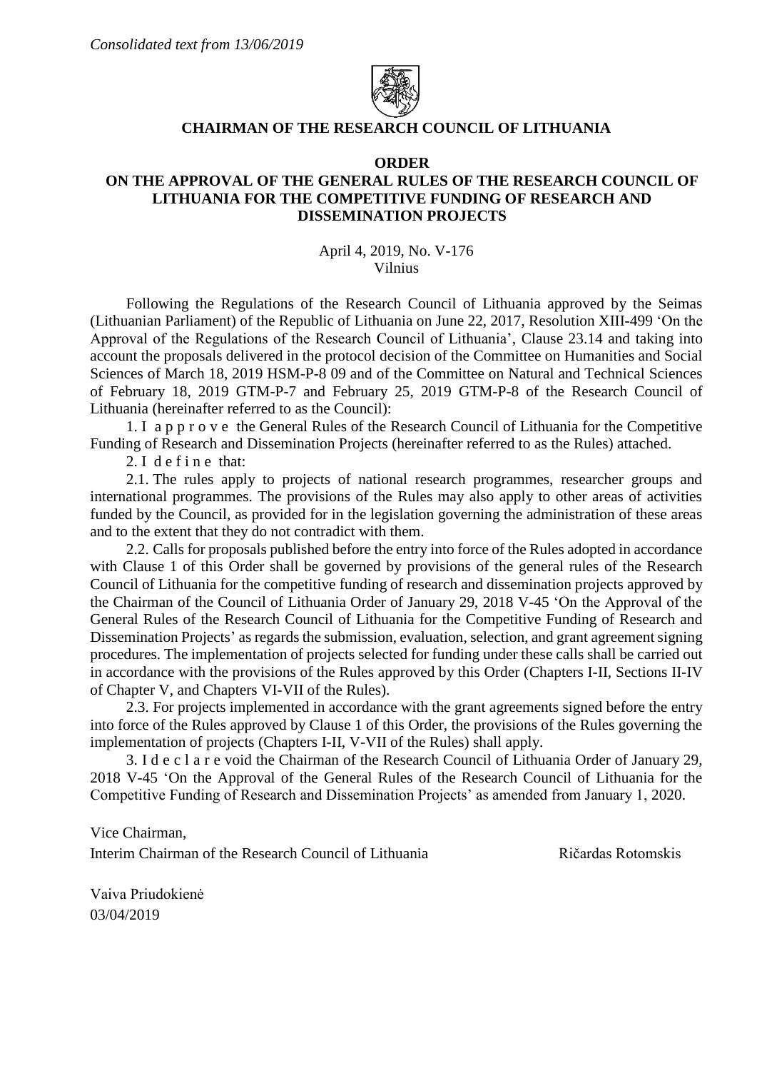*Consolidated text from 13/06/2019*

**CHAIRMAN OF THE RESEARCH COUNCIL OF LITHUANIA**

**ORDER**
**ON THE APPROVAL OF THE GENERAL RULES OF THE RESEARCH COUNCIL OF LITHUANIA FOR THE COMPETITIVE FUNDING OF RESEARCH AND DISSEMINATION PROJECTS**

April 4, 2019, No. V-176
Vilnius

Following the Regulations of the Research Council of Lithuania approved by the Seimas (Lithuanian Parliament) of the Republic of Lithuania on June 22, 2017, Resolution XIII-499 'On the Approval of the Regulations of the Research Council of Lithuania', Clause 23.14 and taking into account the proposals delivered in the protocol decision of the Committee on Humanities and Social Sciences of March 18, 2019 HSM-P-8 09 and of the Committee on Natural and Technical Sciences of February 18, 2019 GTM-P-7 and February 25, 2019 GTM-P-8 of the Research Council of Lithuania (hereinafter referred to as the Council):

1. I a p p r o v e the General Rules of the Research Council of Lithuania for the Competitive Funding of Research and Dissemination Projects (hereinafter referred to as the Rules) attached.

2. I d e f i n e that:

2.1. The rules apply to projects of national research programmes, researcher groups and international programmes. The provisions of the Rules may also apply to other areas of activities funded by the Council, as provided for in the legislation governing the administration of these areas and to the extent that they do not contradict with them.

2.2. Calls for proposals published before the entry into force of the Rules adopted in accordance with Clause 1 of this Order shall be governed by provisions of the general rules of the Research Council of Lithuania for the competitive funding of research and dissemination projects approved by the Chairman of the Council of Lithuania Order of January 29, 2018 V-45 'On the Approval of the General Rules of the Research Council of Lithuania for the Competitive Funding of Research and Dissemination Projects' as regards the submission, evaluation, selection, and grant agreement signing procedures. The implementation of projects selected for funding under these calls shall be carried out in accordance with the provisions of the Rules approved by this Order (Chapters I-II, Sections II-IV of Chapter V, and Chapters VI-VII of the Rules).

2.3. For projects implemented in accordance with the grant agreements signed before the entry into force of the Rules approved by Clause 1 of this Order, the provisions of the Rules governing the implementation of projects (Chapters I-II, V-VII of the Rules) shall apply.

3. I d e c l a r e void the Chairman of the Research Council of Lithuania Order of January 29, 2018 V-45 'On the Approval of the General Rules of the Research Council of Lithuania for the Competitive Funding of Research and Dissemination Projects' as amended from January 1, 2020.

Vice Chairman,
Interim Chairman of the Research Council of Lithuania — Ričardas Rotomskis

Vaiva Priudokienė
03/04/2019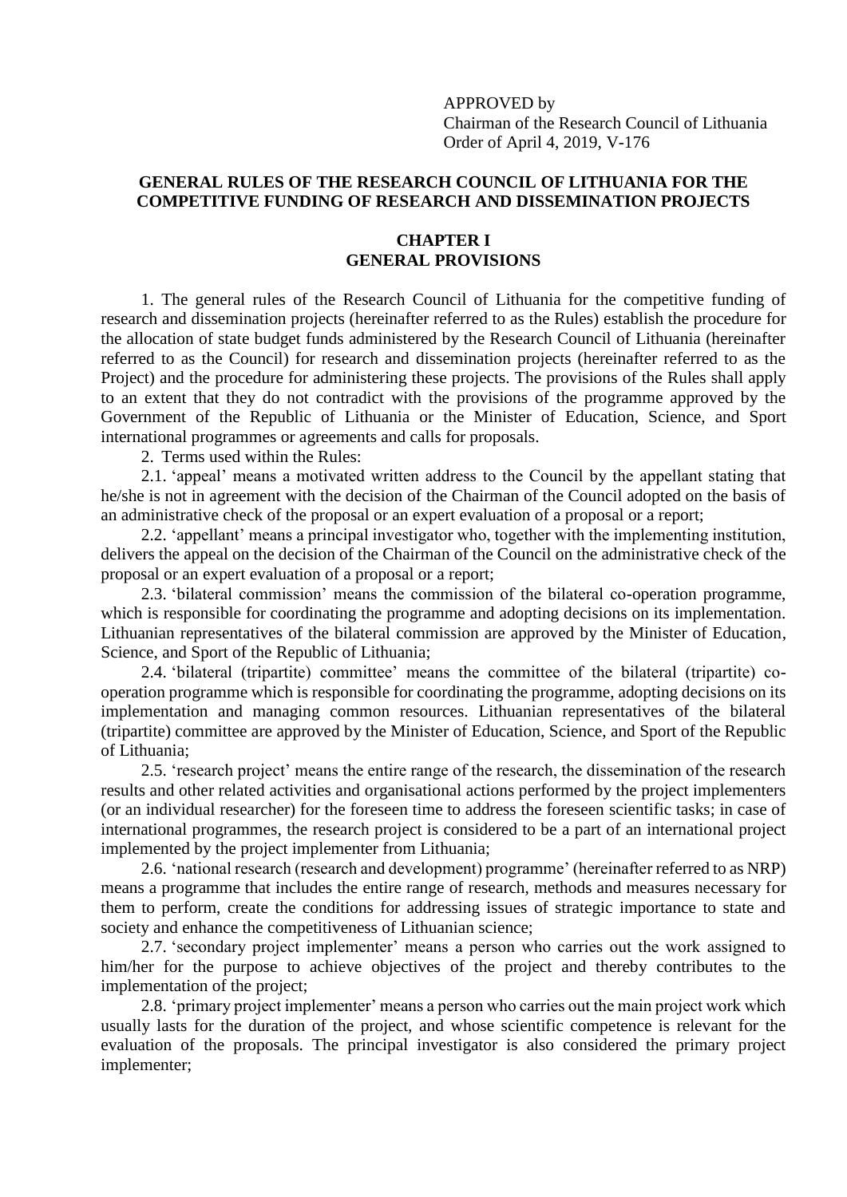APPROVED by
Chairman of the Research Council of Lithuania
Order of April 4, 2019, V-176

## GENERAL RULES OF THE RESEARCH COUNCIL OF LITHUANIA FOR THE COMPETITIVE FUNDING OF RESEARCH AND DISSEMINATION PROJECTS

## CHAPTER I
## GENERAL PROVISIONS

1. The general rules of the Research Council of Lithuania for the competitive funding of research and dissemination projects (hereinafter referred to as the Rules) establish the procedure for the allocation of state budget funds administered by the Research Council of Lithuania (hereinafter referred to as the Council) for research and dissemination projects (hereinafter referred to as the Project) and the procedure for administering these projects. The provisions of the Rules shall apply to an extent that they do not contradict with the provisions of the programme approved by the Government of the Republic of Lithuania or the Minister of Education, Science, and Sport international programmes or agreements and calls for proposals.

2. Terms used within the Rules:

2.1. 'appeal' means a motivated written address to the Council by the appellant stating that he/she is not in agreement with the decision of the Chairman of the Council adopted on the basis of an administrative check of the proposal or an expert evaluation of a proposal or a report;

2.2. 'appellant' means a principal investigator who, together with the implementing institution, delivers the appeal on the decision of the Chairman of the Council on the administrative check of the proposal or an expert evaluation of a proposal or a report;

2.3. 'bilateral commission' means the commission of the bilateral co-operation programme, which is responsible for coordinating the programme and adopting decisions on its implementation. Lithuanian representatives of the bilateral commission are approved by the Minister of Education, Science, and Sport of the Republic of Lithuania;

2.4. 'bilateral (tripartite) committee' means the committee of the bilateral (tripartite) co-operation programme which is responsible for coordinating the programme, adopting decisions on its implementation and managing common resources. Lithuanian representatives of the bilateral (tripartite) committee are approved by the Minister of Education, Science, and Sport of the Republic of Lithuania;

2.5. 'research project' means the entire range of the research, the dissemination of the research results and other related activities and organisational actions performed by the project implementers (or an individual researcher) for the foreseen time to address the foreseen scientific tasks; in case of international programmes, the research project is considered to be a part of an international project implemented by the project implementer from Lithuania;

2.6. 'national research (research and development) programme' (hereinafter referred to as NRP) means a programme that includes the entire range of research, methods and measures necessary for them to perform, create the conditions for addressing issues of strategic importance to state and society and enhance the competitiveness of Lithuanian science;

2.7. 'secondary project implementer' means a person who carries out the work assigned to him/her for the purpose to achieve objectives of the project and thereby contributes to the implementation of the project;

2.8. 'primary project implementer' means a person who carries out the main project work which usually lasts for the duration of the project, and whose scientific competence is relevant for the evaluation of the proposals. The principal investigator is also considered the primary project implementer;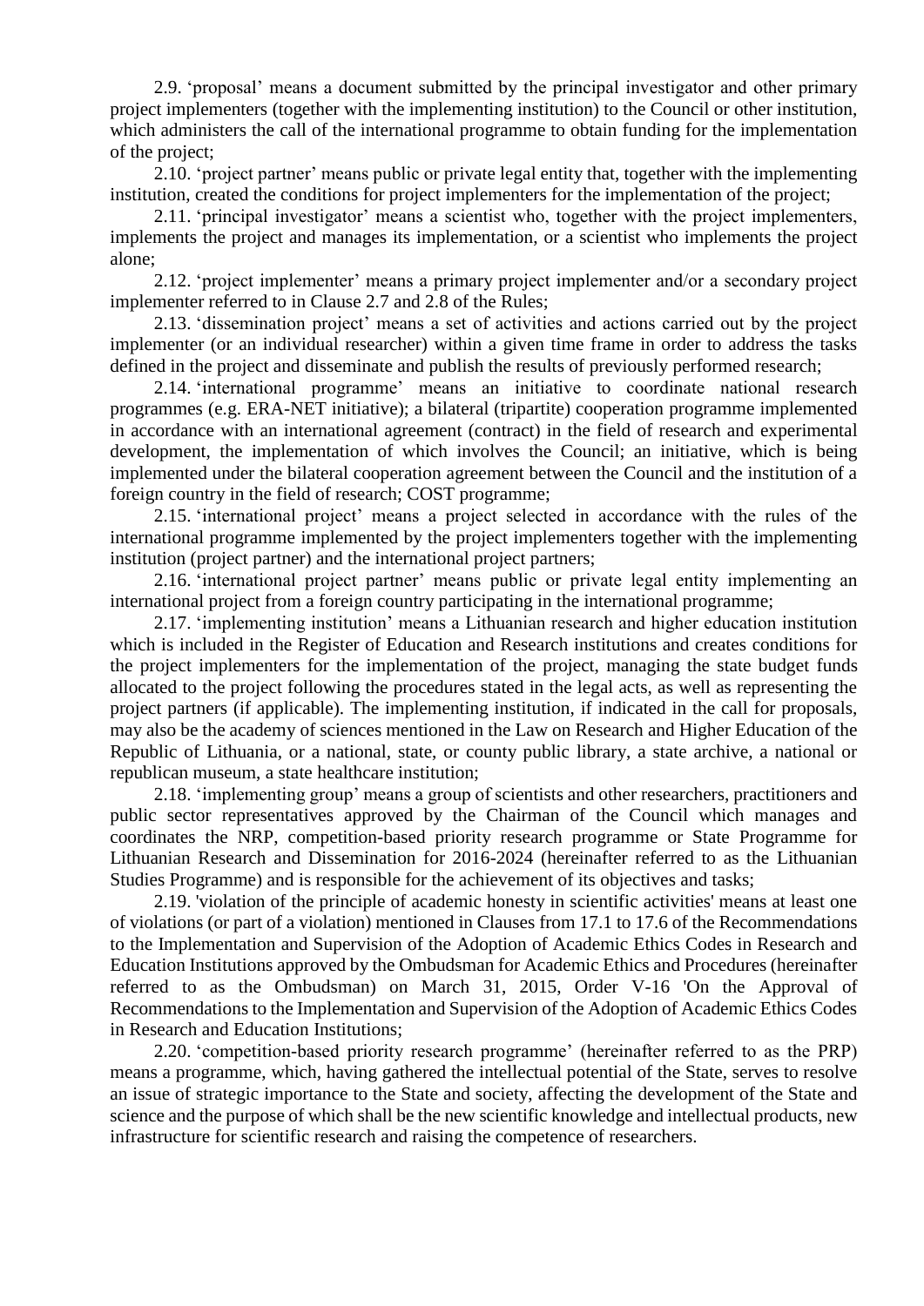2.9. ‘proposal’ means a document submitted by the principal investigator and other primary project implementers (together with the implementing institution) to the Council or other institution, which administers the call of the international programme to obtain funding for the implementation of the project;

2.10. ‘project partner’ means public or private legal entity that, together with the implementing institution, created the conditions for project implementers for the implementation of the project;

2.11. ‘principal investigator’ means a scientist who, together with the project implementers, implements the project and manages its implementation, or a scientist who implements the project alone;

2.12. ‘project implementer’ means a primary project implementer and/or a secondary project implementer referred to in Clause 2.7 and 2.8 of the Rules;

2.13. ‘dissemination project’ means a set of activities and actions carried out by the project implementer (or an individual researcher) within a given time frame in order to address the tasks defined in the project and disseminate and publish the results of previously performed research;

2.14. ‘international programme’ means an initiative to coordinate national research programmes (e.g. ERA-NET initiative); a bilateral (tripartite) cooperation programme implemented in accordance with an international agreement (contract) in the field of research and experimental development, the implementation of which involves the Council; an initiative, which is being implemented under the bilateral cooperation agreement between the Council and the institution of a foreign country in the field of research; COST programme;

2.15. ‘international project’ means a project selected in accordance with the rules of the international programme implemented by the project implementers together with the implementing institution (project partner) and the international project partners;

2.16. ‘international project partner’ means public or private legal entity implementing an international project from a foreign country participating in the international programme;

2.17. ‘implementing institution’ means a Lithuanian research and higher education institution which is included in the Register of Education and Research institutions and creates conditions for the project implementers for the implementation of the project, managing the state budget funds allocated to the project following the procedures stated in the legal acts, as well as representing the project partners (if applicable). The implementing institution, if indicated in the call for proposals, may also be the academy of sciences mentioned in the Law on Research and Higher Education of the Republic of Lithuania, or a national, state, or county public library, a state archive, a national or republican museum, a state healthcare institution;

2.18. ‘implementing group’ means a group of scientists and other researchers, practitioners and public sector representatives approved by the Chairman of the Council which manages and coordinates the NRP, competition-based priority research programme or State Programme for Lithuanian Research and Dissemination for 2016-2024 (hereinafter referred to as the Lithuanian Studies Programme) and is responsible for the achievement of its objectives and tasks;

2.19. 'violation of the principle of academic honesty in scientific activities' means at least one of violations (or part of a violation) mentioned in Clauses from 17.1 to 17.6 of the Recommendations to the Implementation and Supervision of the Adoption of Academic Ethics Codes in Research and Education Institutions approved by the Ombudsman for Academic Ethics and Procedures (hereinafter referred to as the Ombudsman) on March 31, 2015, Order V-16 'On the Approval of Recommendations to the Implementation and Supervision of the Adoption of Academic Ethics Codes in Research and Education Institutions;

2.20. ‘competition-based priority research programme’ (hereinafter referred to as the PRP) means a programme, which, having gathered the intellectual potential of the State, serves to resolve an issue of strategic importance to the State and society, affecting the development of the State and science and the purpose of which shall be the new scientific knowledge and intellectual products, new infrastructure for scientific research and raising the competence of researchers.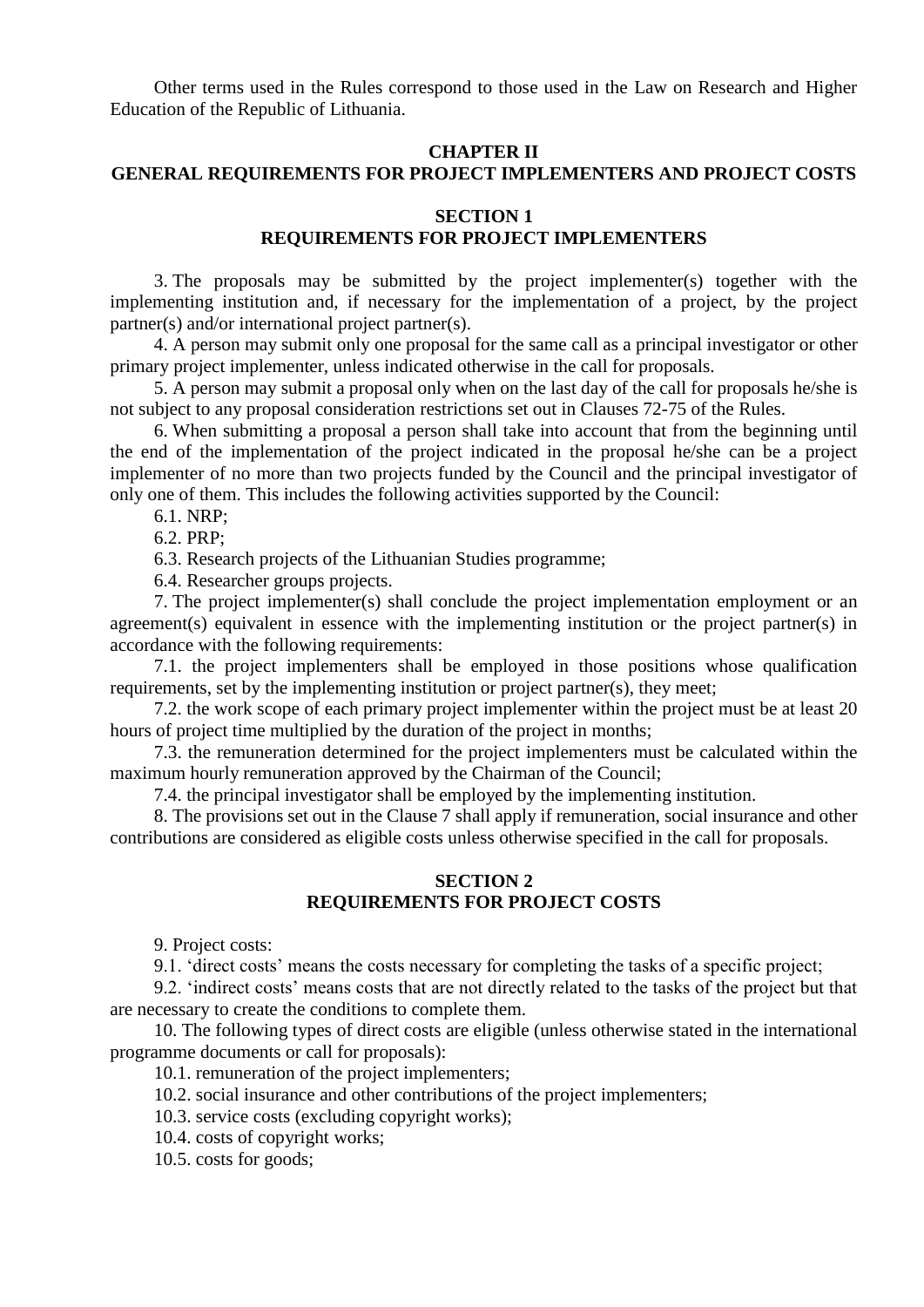Other terms used in the Rules correspond to those used in the Law on Research and Higher Education of the Republic of Lithuania.

## CHAPTER II
## GENERAL REQUIREMENTS FOR PROJECT IMPLEMENTERS AND PROJECT COSTS

### SECTION 1
### REQUIREMENTS FOR PROJECT IMPLEMENTERS

3. The proposals may be submitted by the project implementer(s) together with the implementing institution and, if necessary for the implementation of a project, by the project partner(s) and/or international project partner(s).

4. A person may submit only one proposal for the same call as a principal investigator or other primary project implementer, unless indicated otherwise in the call for proposals.

5. A person may submit a proposal only when on the last day of the call for proposals he/she is not subject to any proposal consideration restrictions set out in Clauses 72-75 of the Rules.

6. When submitting a proposal a person shall take into account that from the beginning until the end of the implementation of the project indicated in the proposal he/she can be a project implementer of no more than two projects funded by the Council and the principal investigator of only one of them. This includes the following activities supported by the Council:

6.1. NRP;

6.2. PRP;

6.3. Research projects of the Lithuanian Studies programme;

6.4. Researcher groups projects.

7. The project implementer(s) shall conclude the project implementation employment or an agreement(s) equivalent in essence with the implementing institution or the project partner(s) in accordance with the following requirements:

7.1. the project implementers shall be employed in those positions whose qualification requirements, set by the implementing institution or project partner(s), they meet;

7.2. the work scope of each primary project implementer within the project must be at least 20 hours of project time multiplied by the duration of the project in months;

7.3. the remuneration determined for the project implementers must be calculated within the maximum hourly remuneration approved by the Chairman of the Council;

7.4. the principal investigator shall be employed by the implementing institution.

8. The provisions set out in the Clause 7 shall apply if remuneration, social insurance and other contributions are considered as eligible costs unless otherwise specified in the call for proposals.

### SECTION 2
### REQUIREMENTS FOR PROJECT COSTS

9. Project costs:

9.1. 'direct costs' means the costs necessary for completing the tasks of a specific project;

9.2. 'indirect costs' means costs that are not directly related to the tasks of the project but that are necessary to create the conditions to complete them.

10. The following types of direct costs are eligible (unless otherwise stated in the international programme documents or call for proposals):

10.1. remuneration of the project implementers;

10.2. social insurance and other contributions of the project implementers;

10.3. service costs (excluding copyright works);

10.4. costs of copyright works;

10.5. costs for goods;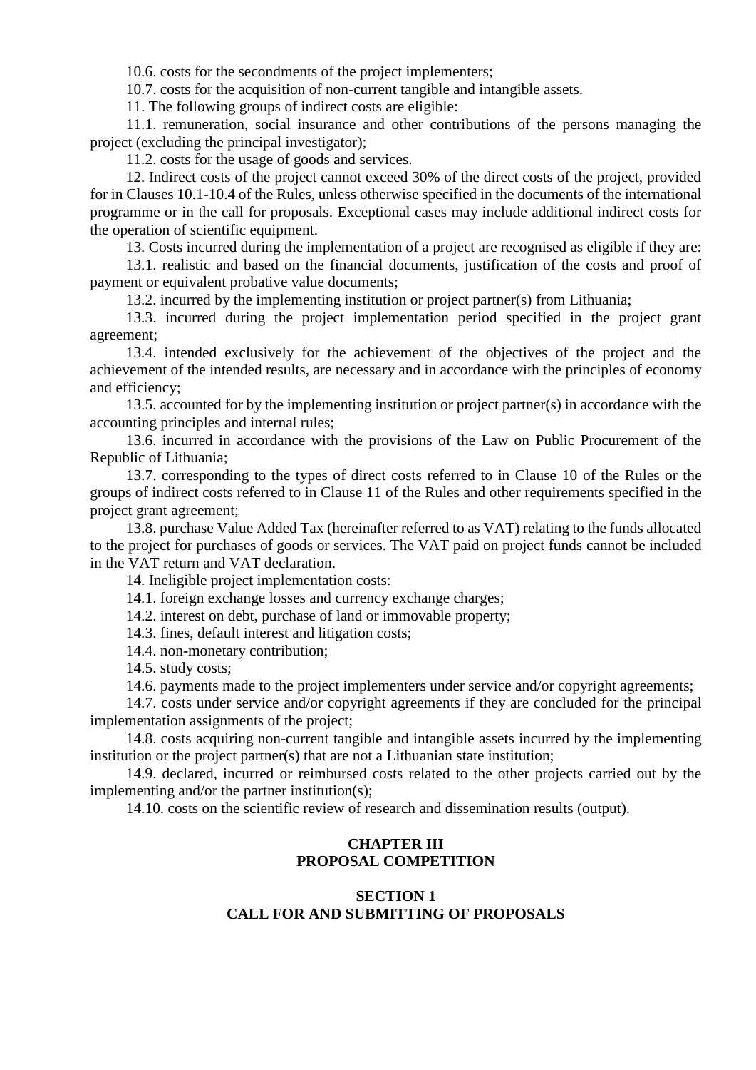10.6. costs for the secondments of the project implementers;

10.7. costs for the acquisition of non-current tangible and intangible assets.

11. The following groups of indirect costs are eligible:

11.1. remuneration, social insurance and other contributions of the persons managing the project (excluding the principal investigator);

11.2. costs for the usage of goods and services.

12. Indirect costs of the project cannot exceed 30% of the direct costs of the project, provided for in Clauses 10.1-10.4 of the Rules, unless otherwise specified in the documents of the international programme or in the call for proposals. Exceptional cases may include additional indirect costs for the operation of scientific equipment.

13. Costs incurred during the implementation of a project are recognised as eligible if they are:

13.1. realistic and based on the financial documents, justification of the costs and proof of payment or equivalent probative value documents;

13.2. incurred by the implementing institution or project partner(s) from Lithuania;

13.3. incurred during the project implementation period specified in the project grant agreement;

13.4. intended exclusively for the achievement of the objectives of the project and the achievement of the intended results, are necessary and in accordance with the principles of economy and efficiency;

13.5. accounted for by the implementing institution or project partner(s) in accordance with the accounting principles and internal rules;

13.6. incurred in accordance with the provisions of the Law on Public Procurement of the Republic of Lithuania;

13.7. corresponding to the types of direct costs referred to in Clause 10 of the Rules or the groups of indirect costs referred to in Clause 11 of the Rules and other requirements specified in the project grant agreement;

13.8. purchase Value Added Tax (hereinafter referred to as VAT) relating to the funds allocated to the project for purchases of goods or services. The VAT paid on project funds cannot be included in the VAT return and VAT declaration.

14. Ineligible project implementation costs:

14.1. foreign exchange losses and currency exchange charges;

14.2. interest on debt, purchase of land or immovable property;

14.3. fines, default interest and litigation costs;

14.4. non-monetary contribution;

14.5. study costs;

14.6. payments made to the project implementers under service and/or copyright agreements;

14.7. costs under service and/or copyright agreements if they are concluded for the principal implementation assignments of the project;

14.8. costs acquiring non-current tangible and intangible assets incurred by the implementing institution or the project partner(s) that are not a Lithuanian state institution;

14.9. declared, incurred or reimbursed costs related to the other projects carried out by the implementing and/or the partner institution(s);

14.10. costs on the scientific review of research and dissemination results (output).

## CHAPTER III
## PROPOSAL COMPETITION

### SECTION 1
### CALL FOR AND SUBMITTING OF PROPOSALS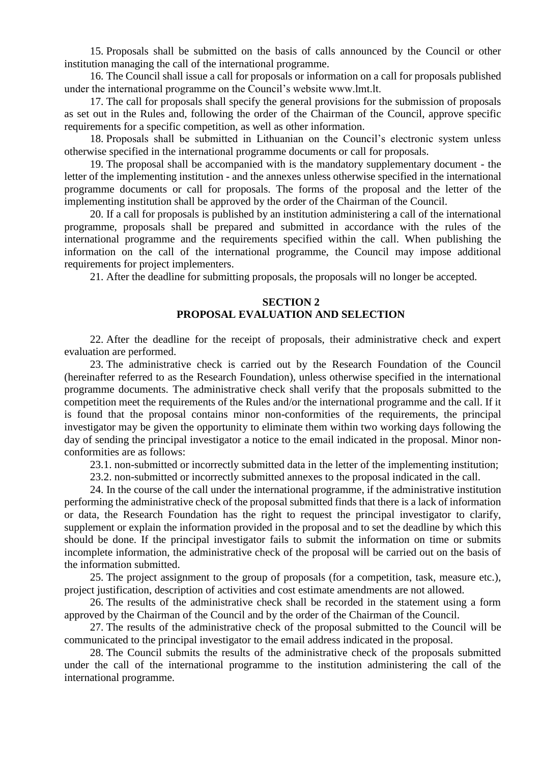15. Proposals shall be submitted on the basis of calls announced by the Council or other institution managing the call of the international programme.

16. The Council shall issue a call for proposals or information on a call for proposals published under the international programme on the Council's website www.lmt.lt.

17. The call for proposals shall specify the general provisions for the submission of proposals as set out in the Rules and, following the order of the Chairman of the Council, approve specific requirements for a specific competition, as well as other information.

18. Proposals shall be submitted in Lithuanian on the Council's electronic system unless otherwise specified in the international programme documents or call for proposals.

19. The proposal shall be accompanied with is the mandatory supplementary document - the letter of the implementing institution - and the annexes unless otherwise specified in the international programme documents or call for proposals. The forms of the proposal and the letter of the implementing institution shall be approved by the order of the Chairman of the Council.

20. If a call for proposals is published by an institution administering a call of the international programme, proposals shall be prepared and submitted in accordance with the rules of the international programme and the requirements specified within the call. When publishing the information on the call of the international programme, the Council may impose additional requirements for project implementers.

21. After the deadline for submitting proposals, the proposals will no longer be accepted.

## SECTION 2
## PROPOSAL EVALUATION AND SELECTION

22. After the deadline for the receipt of proposals, their administrative check and expert evaluation are performed.

23. The administrative check is carried out by the Research Foundation of the Council (hereinafter referred to as the Research Foundation), unless otherwise specified in the international programme documents. The administrative check shall verify that the proposals submitted to the competition meet the requirements of the Rules and/or the international programme and the call. If it is found that the proposal contains minor non-conformities of the requirements, the principal investigator may be given the opportunity to eliminate them within two working days following the day of sending the principal investigator a notice to the email indicated in the proposal. Minor non-conformities are as follows:

23.1. non-submitted or incorrectly submitted data in the letter of the implementing institution;

23.2. non-submitted or incorrectly submitted annexes to the proposal indicated in the call.

24. In the course of the call under the international programme, if the administrative institution performing the administrative check of the proposal submitted finds that there is a lack of information or data, the Research Foundation has the right to request the principal investigator to clarify, supplement or explain the information provided in the proposal and to set the deadline by which this should be done. If the principal investigator fails to submit the information on time or submits incomplete information, the administrative check of the proposal will be carried out on the basis of the information submitted.

25. The project assignment to the group of proposals (for a competition, task, measure etc.), project justification, description of activities and cost estimate amendments are not allowed.

26. The results of the administrative check shall be recorded in the statement using a form approved by the Chairman of the Council and by the order of the Chairman of the Council.

27. The results of the administrative check of the proposal submitted to the Council will be communicated to the principal investigator to the email address indicated in the proposal.

28. The Council submits the results of the administrative check of the proposals submitted under the call of the international programme to the institution administering the call of the international programme.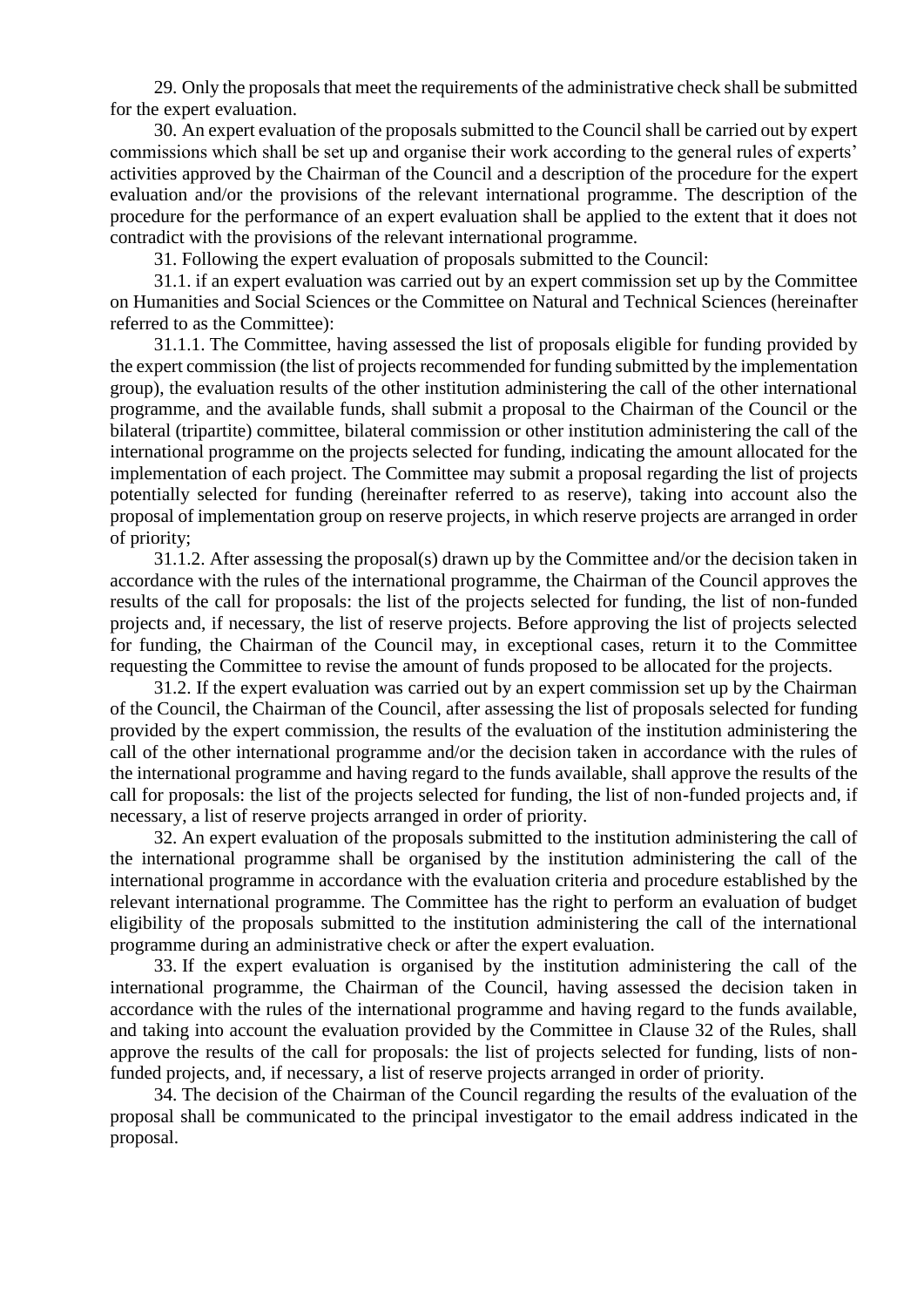29. Only the proposals that meet the requirements of the administrative check shall be submitted for the expert evaluation.

30. An expert evaluation of the proposals submitted to the Council shall be carried out by expert commissions which shall be set up and organise their work according to the general rules of experts' activities approved by the Chairman of the Council and a description of the procedure for the expert evaluation and/or the provisions of the relevant international programme. The description of the procedure for the performance of an expert evaluation shall be applied to the extent that it does not contradict with the provisions of the relevant international programme.

31. Following the expert evaluation of proposals submitted to the Council:

31.1. if an expert evaluation was carried out by an expert commission set up by the Committee on Humanities and Social Sciences or the Committee on Natural and Technical Sciences (hereinafter referred to as the Committee):

31.1.1. The Committee, having assessed the list of proposals eligible for funding provided by the expert commission (the list of projects recommended for funding submitted by the implementation group), the evaluation results of the other institution administering the call of the other international programme, and the available funds, shall submit a proposal to the Chairman of the Council or the bilateral (tripartite) committee, bilateral commission or other institution administering the call of the international programme on the projects selected for funding, indicating the amount allocated for the implementation of each project. The Committee may submit a proposal regarding the list of projects potentially selected for funding (hereinafter referred to as reserve), taking into account also the proposal of implementation group on reserve projects, in which reserve projects are arranged in order of priority;

31.1.2. After assessing the proposal(s) drawn up by the Committee and/or the decision taken in accordance with the rules of the international programme, the Chairman of the Council approves the results of the call for proposals: the list of the projects selected for funding, the list of non-funded projects and, if necessary, the list of reserve projects. Before approving the list of projects selected for funding, the Chairman of the Council may, in exceptional cases, return it to the Committee requesting the Committee to revise the amount of funds proposed to be allocated for the projects.

31.2. If the expert evaluation was carried out by an expert commission set up by the Chairman of the Council, the Chairman of the Council, after assessing the list of proposals selected for funding provided by the expert commission, the results of the evaluation of the institution administering the call of the other international programme and/or the decision taken in accordance with the rules of the international programme and having regard to the funds available, shall approve the results of the call for proposals: the list of the projects selected for funding, the list of non-funded projects and, if necessary, a list of reserve projects arranged in order of priority.

32. An expert evaluation of the proposals submitted to the institution administering the call of the international programme shall be organised by the institution administering the call of the international programme in accordance with the evaluation criteria and procedure established by the relevant international programme. The Committee has the right to perform an evaluation of budget eligibility of the proposals submitted to the institution administering the call of the international programme during an administrative check or after the expert evaluation.

33. If the expert evaluation is organised by the institution administering the call of the international programme, the Chairman of the Council, having assessed the decision taken in accordance with the rules of the international programme and having regard to the funds available, and taking into account the evaluation provided by the Committee in Clause 32 of the Rules, shall approve the results of the call for proposals: the list of projects selected for funding, lists of non-funded projects, and, if necessary, a list of reserve projects arranged in order of priority.

34. The decision of the Chairman of the Council regarding the results of the evaluation of the proposal shall be communicated to the principal investigator to the email address indicated in the proposal.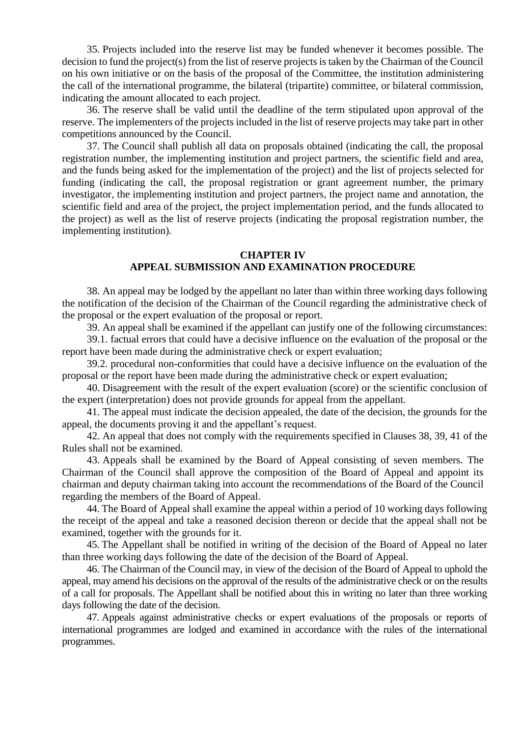35. Projects included into the reserve list may be funded whenever it becomes possible. The decision to fund the project(s) from the list of reserve projects is taken by the Chairman of the Council on his own initiative or on the basis of the proposal of the Committee, the institution administering the call of the international programme, the bilateral (tripartite) committee, or bilateral commission, indicating the amount allocated to each project.

36. The reserve shall be valid until the deadline of the term stipulated upon approval of the reserve. The implementers of the projects included in the list of reserve projects may take part in other competitions announced by the Council.

37. The Council shall publish all data on proposals obtained (indicating the call, the proposal registration number, the implementing institution and project partners, the scientific field and area, and the funds being asked for the implementation of the project) and the list of projects selected for funding (indicating the call, the proposal registration or grant agreement number, the primary investigator, the implementing institution and project partners, the project name and annotation, the scientific field and area of the project, the project implementation period, and the funds allocated to the project) as well as the list of reserve projects (indicating the proposal registration number, the implementing institution).

## CHAPTER IV
## APPEAL SUBMISSION AND EXAMINATION PROCEDURE

38. An appeal may be lodged by the appellant no later than within three working days following the notification of the decision of the Chairman of the Council regarding the administrative check of the proposal or the expert evaluation of the proposal or report.

39. An appeal shall be examined if the appellant can justify one of the following circumstances:

39.1. factual errors that could have a decisive influence on the evaluation of the proposal or the report have been made during the administrative check or expert evaluation;

39.2. procedural non-conformities that could have a decisive influence on the evaluation of the proposal or the report have been made during the administrative check or expert evaluation;

40. Disagreement with the result of the expert evaluation (score) or the scientific conclusion of the expert (interpretation) does not provide grounds for appeal from the appellant.

41. The appeal must indicate the decision appealed, the date of the decision, the grounds for the appeal, the documents proving it and the appellant's request.

42. An appeal that does not comply with the requirements specified in Clauses 38, 39, 41 of the Rules shall not be examined.

43. Appeals shall be examined by the Board of Appeal consisting of seven members. The Chairman of the Council shall approve the composition of the Board of Appeal and appoint its chairman and deputy chairman taking into account the recommendations of the Board of the Council regarding the members of the Board of Appeal.

44. The Board of Appeal shall examine the appeal within a period of 10 working days following the receipt of the appeal and take a reasoned decision thereon or decide that the appeal shall not be examined, together with the grounds for it.

45. The Appellant shall be notified in writing of the decision of the Board of Appeal no later than three working days following the date of the decision of the Board of Appeal.

46. The Chairman of the Council may, in view of the decision of the Board of Appeal to uphold the appeal, may amend his decisions on the approval of the results of the administrative check or on the results of a call for proposals. The Appellant shall be notified about this in writing no later than three working days following the date of the decision.

47. Appeals against administrative checks or expert evaluations of the proposals or reports of international programmes are lodged and examined in accordance with the rules of the international programmes.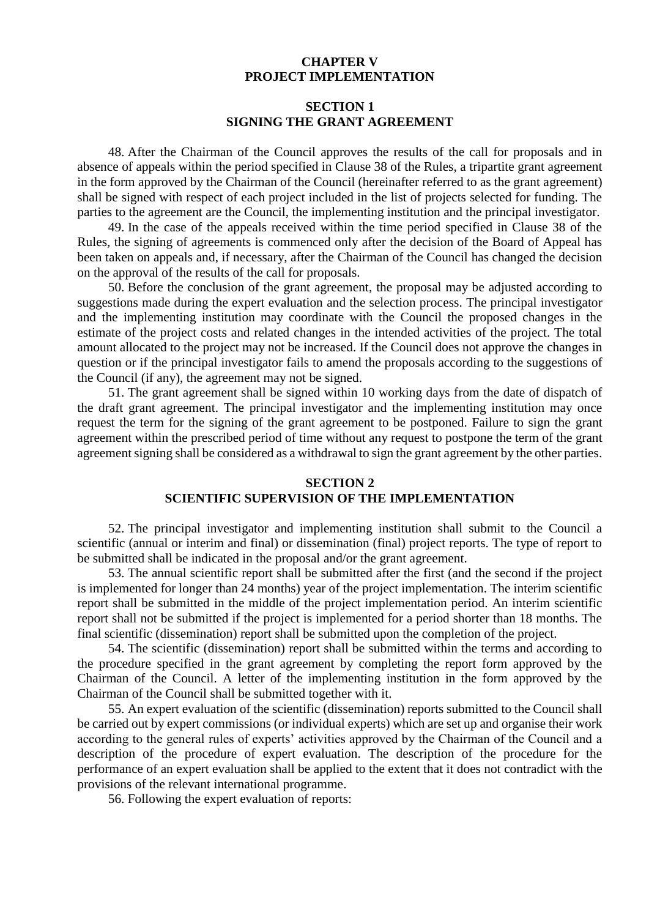## CHAPTER V
## PROJECT IMPLEMENTATION

### SECTION 1
### SIGNING THE GRANT AGREEMENT

48. After the Chairman of the Council approves the results of the call for proposals and in absence of appeals within the period specified in Clause 38 of the Rules, a tripartite grant agreement in the form approved by the Chairman of the Council (hereinafter referred to as the grant agreement) shall be signed with respect of each project included in the list of projects selected for funding. The parties to the agreement are the Council, the implementing institution and the principal investigator.

49. In the case of the appeals received within the time period specified in Clause 38 of the Rules, the signing of agreements is commenced only after the decision of the Board of Appeal has been taken on appeals and, if necessary, after the Chairman of the Council has changed the decision on the approval of the results of the call for proposals.

50. Before the conclusion of the grant agreement, the proposal may be adjusted according to suggestions made during the expert evaluation and the selection process. The principal investigator and the implementing institution may coordinate with the Council the proposed changes in the estimate of the project costs and related changes in the intended activities of the project. The total amount allocated to the project may not be increased. If the Council does not approve the changes in question or if the principal investigator fails to amend the proposals according to the suggestions of the Council (if any), the agreement may not be signed.

51. The grant agreement shall be signed within 10 working days from the date of dispatch of the draft grant agreement. The principal investigator and the implementing institution may once request the term for the signing of the grant agreement to be postponed. Failure to sign the grant agreement within the prescribed period of time without any request to postpone the term of the grant agreement signing shall be considered as a withdrawal to sign the grant agreement by the other parties.

### SECTION 2
### SCIENTIFIC SUPERVISION OF THE IMPLEMENTATION

52. The principal investigator and implementing institution shall submit to the Council a scientific (annual or interim and final) or dissemination (final) project reports. The type of report to be submitted shall be indicated in the proposal and/or the grant agreement.

53. The annual scientific report shall be submitted after the first (and the second if the project is implemented for longer than 24 months) year of the project implementation. The interim scientific report shall be submitted in the middle of the project implementation period. An interim scientific report shall not be submitted if the project is implemented for a period shorter than 18 months. The final scientific (dissemination) report shall be submitted upon the completion of the project.

54. The scientific (dissemination) report shall be submitted within the terms and according to the procedure specified in the grant agreement by completing the report form approved by the Chairman of the Council. A letter of the implementing institution in the form approved by the Chairman of the Council shall be submitted together with it.

55. An expert evaluation of the scientific (dissemination) reports submitted to the Council shall be carried out by expert commissions (or individual experts) which are set up and organise their work according to the general rules of experts' activities approved by the Chairman of the Council and a description of the procedure of expert evaluation. The description of the procedure for the performance of an expert evaluation shall be applied to the extent that it does not contradict with the provisions of the relevant international programme.

56. Following the expert evaluation of reports: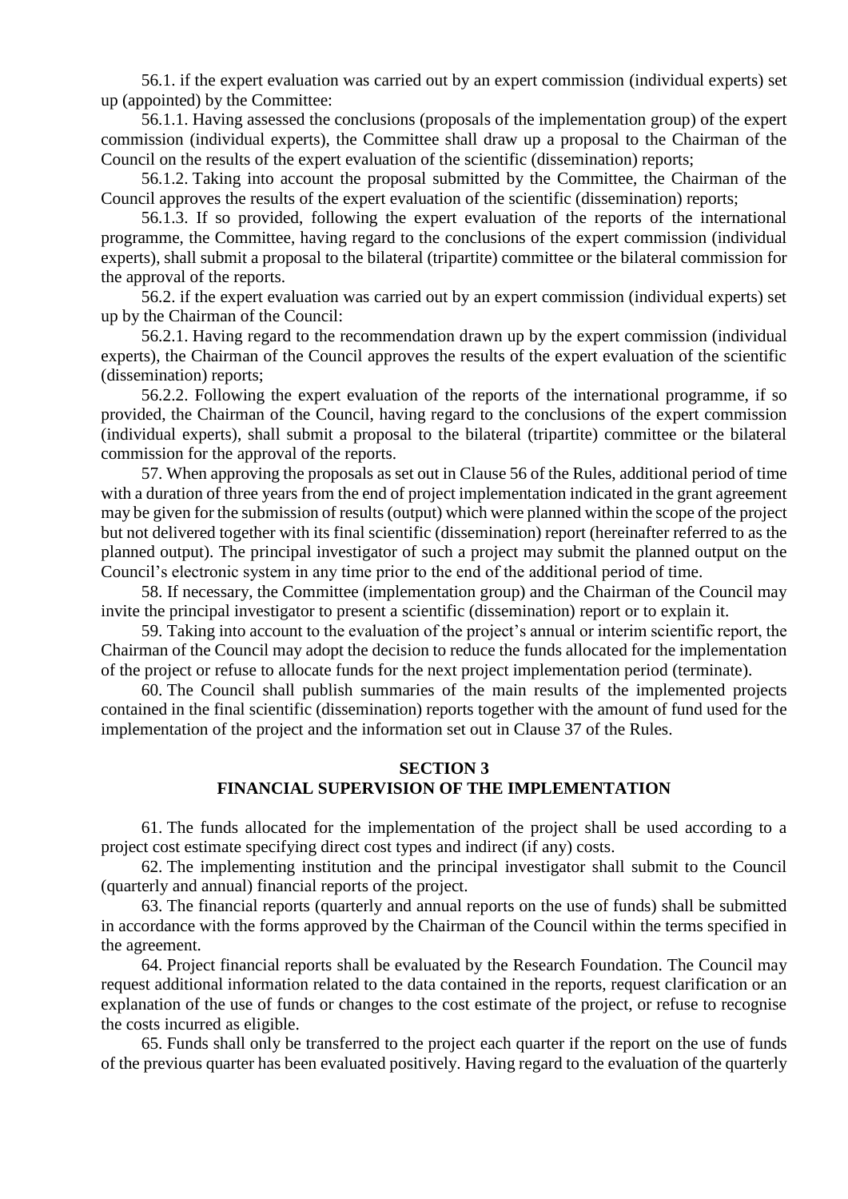56.1. if the expert evaluation was carried out by an expert commission (individual experts) set up (appointed) by the Committee:

56.1.1. Having assessed the conclusions (proposals of the implementation group) of the expert commission (individual experts), the Committee shall draw up a proposal to the Chairman of the Council on the results of the expert evaluation of the scientific (dissemination) reports;

56.1.2. Taking into account the proposal submitted by the Committee, the Chairman of the Council approves the results of the expert evaluation of the scientific (dissemination) reports;

56.1.3. If so provided, following the expert evaluation of the reports of the international programme, the Committee, having regard to the conclusions of the expert commission (individual experts), shall submit a proposal to the bilateral (tripartite) committee or the bilateral commission for the approval of the reports.

56.2. if the expert evaluation was carried out by an expert commission (individual experts) set up by the Chairman of the Council:

56.2.1. Having regard to the recommendation drawn up by the expert commission (individual experts), the Chairman of the Council approves the results of the expert evaluation of the scientific (dissemination) reports;

56.2.2. Following the expert evaluation of the reports of the international programme, if so provided, the Chairman of the Council, having regard to the conclusions of the expert commission (individual experts), shall submit a proposal to the bilateral (tripartite) committee or the bilateral commission for the approval of the reports.

57. When approving the proposals as set out in Clause 56 of the Rules, additional period of time with a duration of three years from the end of project implementation indicated in the grant agreement may be given for the submission of results (output) which were planned within the scope of the project but not delivered together with its final scientific (dissemination) report (hereinafter referred to as the planned output). The principal investigator of such a project may submit the planned output on the Council's electronic system in any time prior to the end of the additional period of time.

58. If necessary, the Committee (implementation group) and the Chairman of the Council may invite the principal investigator to present a scientific (dissemination) report or to explain it.

59. Taking into account to the evaluation of the project's annual or interim scientific report, the Chairman of the Council may adopt the decision to reduce the funds allocated for the implementation of the project or refuse to allocate funds for the next project implementation period (terminate).

60. The Council shall publish summaries of the main results of the implemented projects contained in the final scientific (dissemination) reports together with the amount of fund used for the implementation of the project and the information set out in Clause 37 of the Rules.

## SECTION 3
## FINANCIAL SUPERVISION OF THE IMPLEMENTATION

61. The funds allocated for the implementation of the project shall be used according to a project cost estimate specifying direct cost types and indirect (if any) costs.

62. The implementing institution and the principal investigator shall submit to the Council (quarterly and annual) financial reports of the project.

63. The financial reports (quarterly and annual reports on the use of funds) shall be submitted in accordance with the forms approved by the Chairman of the Council within the terms specified in the agreement.

64. Project financial reports shall be evaluated by the Research Foundation. The Council may request additional information related to the data contained in the reports, request clarification or an explanation of the use of funds or changes to the cost estimate of the project, or refuse to recognise the costs incurred as eligible.

65. Funds shall only be transferred to the project each quarter if the report on the use of funds of the previous quarter has been evaluated positively. Having regard to the evaluation of the quarterly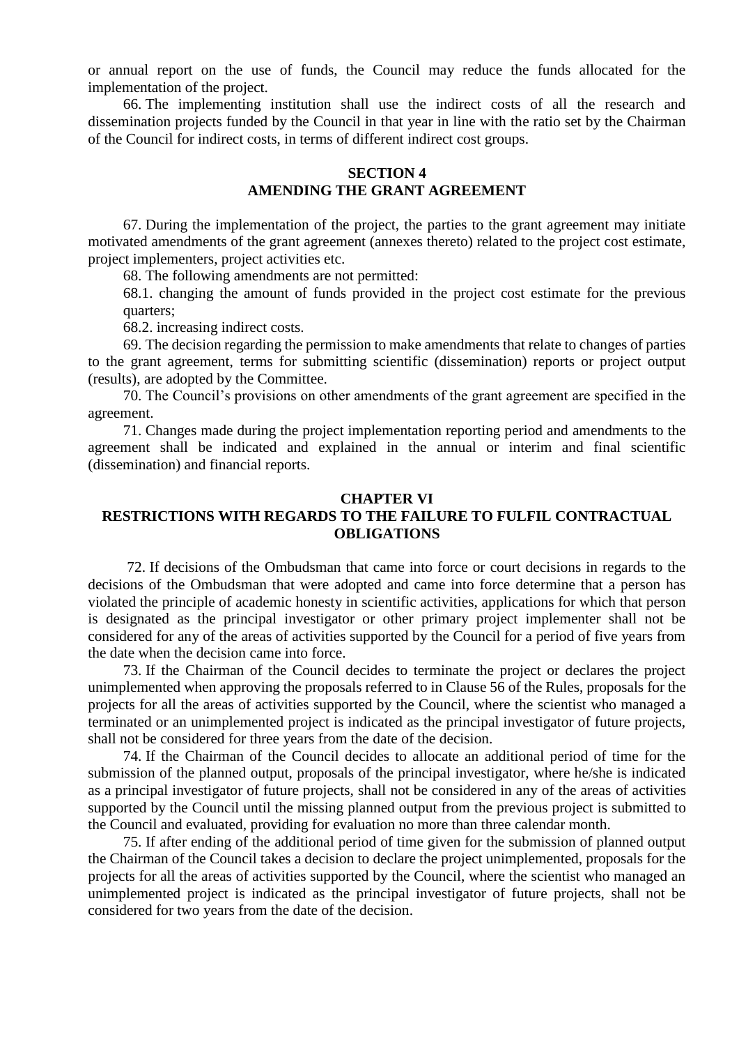or annual report on the use of funds, the Council may reduce the funds allocated for the implementation of the project.

66. The implementing institution shall use the indirect costs of all the research and dissemination projects funded by the Council in that year in line with the ratio set by the Chairman of the Council for indirect costs, in terms of different indirect cost groups.

## SECTION 4
## AMENDING THE GRANT AGREEMENT

67. During the implementation of the project, the parties to the grant agreement may initiate motivated amendments of the grant agreement (annexes thereto) related to the project cost estimate, project implementers, project activities etc.

68. The following amendments are not permitted:

68.1. changing the amount of funds provided in the project cost estimate for the previous quarters;

68.2. increasing indirect costs.

69. The decision regarding the permission to make amendments that relate to changes of parties to the grant agreement, terms for submitting scientific (dissemination) reports or project output (results), are adopted by the Committee.

70. The Council's provisions on other amendments of the grant agreement are specified in the agreement.

71. Changes made during the project implementation reporting period and amendments to the agreement shall be indicated and explained in the annual or interim and final scientific (dissemination) and financial reports.

## CHAPTER VI
## RESTRICTIONS WITH REGARDS TO THE FAILURE TO FULFIL CONTRACTUAL OBLIGATIONS

72. If decisions of the Ombudsman that came into force or court decisions in regards to the decisions of the Ombudsman that were adopted and came into force determine that a person has violated the principle of academic honesty in scientific activities, applications for which that person is designated as the principal investigator or other primary project implementer shall not be considered for any of the areas of activities supported by the Council for a period of five years from the date when the decision came into force.

73. If the Chairman of the Council decides to terminate the project or declares the project unimplemented when approving the proposals referred to in Clause 56 of the Rules, proposals for the projects for all the areas of activities supported by the Council, where the scientist who managed a terminated or an unimplemented project is indicated as the principal investigator of future projects, shall not be considered for three years from the date of the decision.

74. If the Chairman of the Council decides to allocate an additional period of time for the submission of the planned output, proposals of the principal investigator, where he/she is indicated as a principal investigator of future projects, shall not be considered in any of the areas of activities supported by the Council until the missing planned output from the previous project is submitted to the Council and evaluated, providing for evaluation no more than three calendar month.

75. If after ending of the additional period of time given for the submission of planned output the Chairman of the Council takes a decision to declare the project unimplemented, proposals for the projects for all the areas of activities supported by the Council, where the scientist who managed an unimplemented project is indicated as the principal investigator of future projects, shall not be considered for two years from the date of the decision.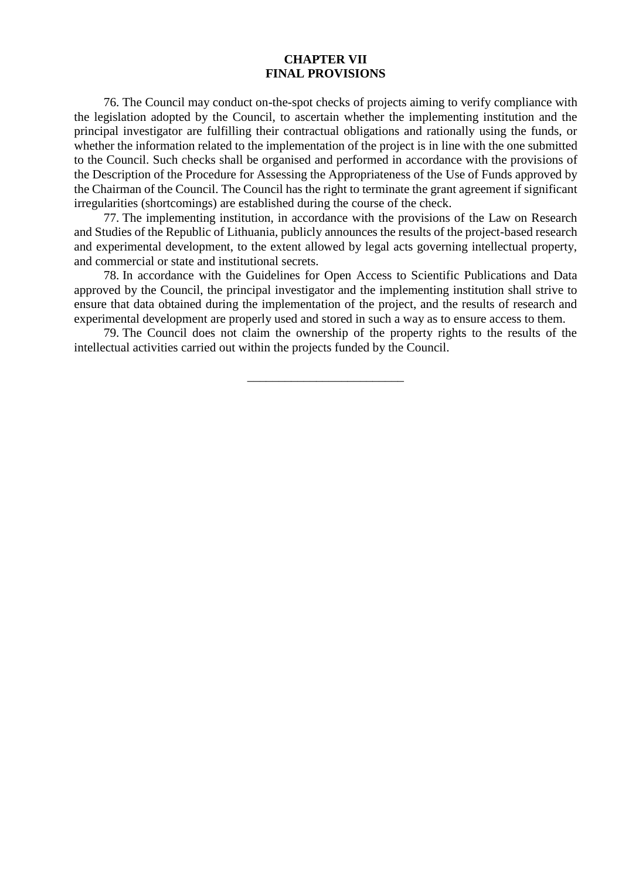## CHAPTER VII
## FINAL PROVISIONS

76. The Council may conduct on-the-spot checks of projects aiming to verify compliance with the legislation adopted by the Council, to ascertain whether the implementing institution and the principal investigator are fulfilling their contractual obligations and rationally using the funds, or whether the information related to the implementation of the project is in line with the one submitted to the Council. Such checks shall be organised and performed in accordance with the provisions of the Description of the Procedure for Assessing the Appropriateness of the Use of Funds approved by the Chairman of the Council. The Council has the right to terminate the grant agreement if significant irregularities (shortcomings) are established during the course of the check.

77. The implementing institution, in accordance with the provisions of the Law on Research and Studies of the Republic of Lithuania, publicly announces the results of the project-based research and experimental development, to the extent allowed by legal acts governing intellectual property, and commercial or state and institutional secrets.

78. In accordance with the Guidelines for Open Access to Scientific Publications and Data approved by the Council, the principal investigator and the implementing institution shall strive to ensure that data obtained during the implementation of the project, and the results of research and experimental development are properly used and stored in such a way as to ensure access to them.

79. The Council does not claim the ownership of the property rights to the results of the intellectual activities carried out within the projects funded by the Council.

\_\_\_\_\_\_\_\_\_\_\_\_\_\_\_\_\_\_\_\_\_\_\_\_\_